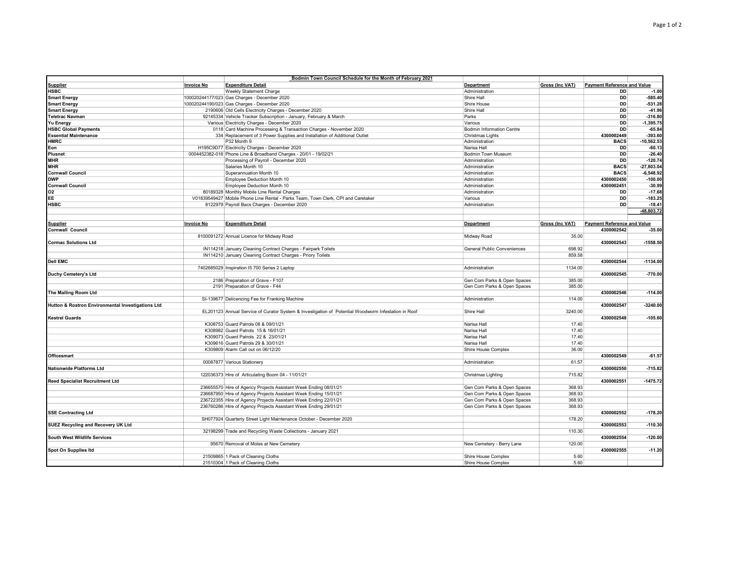**Bodmin Town Council Schedule for the Month of February 2021**

| Supplier | Invoice No | Expenditure Detail | Department | Gross (Inc VAT) | Payment Reference and Value | |
|---|---|---|---|---|---|---|
| **HSBC** | | Weekly Statement Charge | Administration | | **DD** | **-1.00** |
| **Smart Energy** | 100020244177/023 | Gas Charges - December 2020 | Shire Hall | | **DD** | **-585.40** |
| **Smart Energy** | 100020244190/023 | Gas Charges - December 2020 | Shire House | | **DD** | **-531.28** |
| **Smart Energy** | 2190606 | Old Cells Electricity Charges - December 2020 | Shire Hall | | **DD** | **-41.96** |
| **Teletrac Navman** | 92145334 | Vehicle Tracker Subscription - January, February & March | Parks | | **DD** | **-316.80** |
| **Yu Energy** | Various | Electricity Charges - December 2020 | Various | | **DD** | **-1,395.75** |
| **HSBC Global Payments** | 0118 | Card Machine Processing & Transaction Charges - November 2020 | Bodmin Information Centre | | **DD** | **-65.84** |
| **Essential Maintenance** | 334 | Replacement of 3 Power Supplies and Installation of Additional Outlet | Christmas Lights | | **4300002449** | **-393.60** |
| **HMRC** | | P32 Month 9 | Administration | | **BACS** | **-10,562.53** |
| **Eon** | H195C9D77 | Electricity Charges - December 2020 | Narisa Hall | | **DD** | **-60.13** |
| **Plusnet** | 0004452382-016 | Phone Line & Broadband Charges - 20/01 - 19/02/21 | Bodmin Town Museum | | **DD** | **-26.40** |
| **MHR** | | Processing of Payroll - December 2020 | Administration | | **DD** | **-120.74** |
| **MHR** | | Salaries Month 10 | Administration | | **BACS** | **-27,803.04** |
| **Cornwall Council** | | Superannuation Month 10 | Administration | | **BACS** | **-6,548.92** |
| **DWP** | | Employee Deduction Month 10 | Administration | | **4300002450** | **-100.00** |
| **Cornwall Council** | | Employee Deduction Month 10 | Administration | | **4300002451** | **-30.99** |
| **O2** | 80189328 | Monthly Mobile Line Rental Charges | Administration | | **DD** | **-17.68** |
| **EE** | V01839549427 | Mobile Phone Line Rental - Parks Team, Town Clerk, CPI and Caretaker | Various | | **DD** | **-183.25** |
| **HSBC** | 8122979 | Payroll Bacs Charges - December 2020 | Administration | | **DD** | **-18.41** |
| | | | | | | **-48,803.72** |

| Supplier | Invoice No | Expenditure Detail | Department | Gross (Inc VAT) | Payment Reference and Value | |
|---|---|---|---|---|---|---|
| **Cornwall Council** | | | | | **4300002542** | **-35.00** |
| | 8100091272 | Annual Licence for Midway Road | Midway Road | 35.00 | | |
| **Cormac Solutions Ltd** | | | | | **4300002543** | **-1558.50** |
| | IN114218 | January Cleaning Contract Charges - Fairpark Toilets | General Public Conveniences | 698.92 | | |
| | IN114210 | January Cleaning Contract Charges - Priory Toilets | | 859.58 | | |
| **Dell EMC** | | | | | **4300002544** | **-1134.00** |
| | 7402685029 | Inspiration I5 700 Series 2 Laptop | Administration | 1134.00 | | |
| **Duchy Cemetery's Ltd** | | | | | **4300002545** | **-770.00** |
| | 2186 | Preparation of Grave - F107 | Gen Com Parks & Open Spaces | 385.00 | | |
| | 2191 | Preparation of Grave - F44 | Gen Com Parks & Open Spaces | 385.00 | | |
| **The Mailing Room Ltd** | | | | | **4300002546** | **-114.00** |
| | SI-139677 | Delicencing Fee for Franking Machine | Administration | 114.00 | | |
| **Hutton & Rostron Environmental Investigations Ltd** | | | | | **4300002547** | **-3240.00** |
| | EL201123 | Annual Service of Curator System & Investigation of Potential Woodworm Infestation in Roof | Shire Hall | 3240.00 | | |
| **Kestrel Guards** | | | | | **4300002548** | **-105.60** |
| | K308753 | Guard Patrols 08 & 09/01/21 | Narisa Hall | 17.40 | | |
| | K308982 | Guard Patrols 15 & 16/01/21 | Narisa Hall | 17.40 | | |
| | K309073 | Guard Patrols 22 & 23/01/21 | Narisa Hall | 17.40 | | |
| | K309616 | Guard Patrols 29 & 30/01/21 | Narisa Hall | 17.40 | | |
| | K309809 | Alarm Call out on 06/12/20 | Shire House Complex | 36.00 | | |
| **Officesmart** | | | | | **4300002549** | **-61.57** |
| | 00087877 | Various Stationery | Administration | 61.57 | | |
| **Nationwide Platforms Ltd** | | | | | **4300002550** | **-715.82** |
| | 122036373 | Hire of Articulating Boom 04 - 11/01/21 | Christmas Lighting | 715.82 | | |
| **Reed Specialist Recruitment Ltd** | | | | | **4300002551** | **-1475.72** |
| | 236655570 | Hire of Agency Projects Assistant Week Ending 08/01/21 | Gen Com Parks & Open Spaces | 368.93 | | |
| | 236687950 | Hire of Agency Projects Assistant Week Ending 15/01/21 | Gen Com Parks & Open Spaces | 368.93 | | |
| | 236722355 | Hire of Agency Projects Assistant Week Ending 22/01/21 | Gen Com Parks & Open Spaces | 368.93 | | |
| | 236760286 | Hire of Agency Projects Assistant Week Ending 29/01/21 | Gen Com Parks & Open Spaces | 368.93 | | |
| **SSE Contracting Ltd** | | | | | **4300002552** | **-178.20** |
| | SH077924 | Quarterly Street Light Maintenance October - December 2020 | | 178.20 | | |
| **SUEZ Recycling and Recovery UK Ltd** | | | | | **4300002553** | **-110.30** |
| | 32198299 | Trade and Recycling Waste Collections - January 2021 | | 110.30 | | |
| **South West Wildlife Services** | | | | | **4300002554** | **-120.00** |
| | 95670 | Removal of Moles at New Cemetery | New Cemetery - Berry Lane | 120.00 | | |
| **Spot On Supplies ltd** | | | | | **4300002555** | **-11.20** |
| | 21509865 | 1 Pack of Cleaning Cloths | Shire House Complex | 5.60 | | |
| | 21510304 | 1 Pack of Cleaning Cloths | Shire House Complex | 5.60 | | |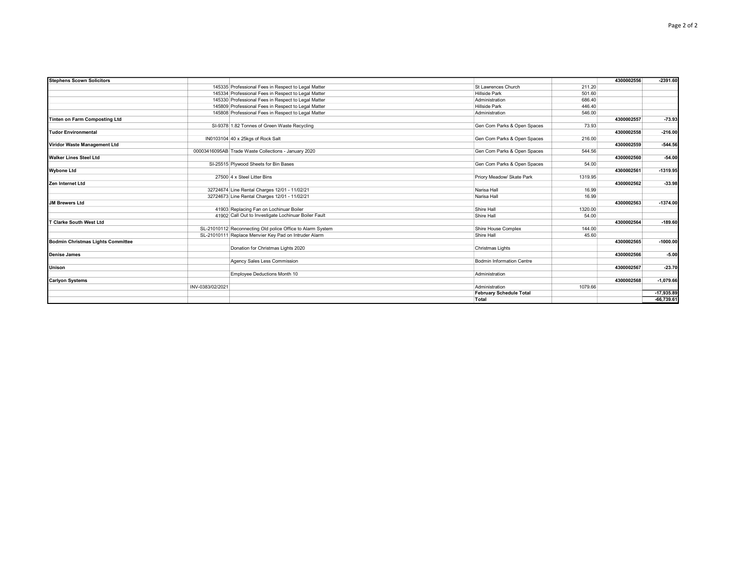| | | | | | | |
|---|---|---|---|---|---|---|
| **Stephens Scown Solicitors** | | | | | **4300002556** | **-2391.60** |
| | 145335 | Professional Fees in Respect to Legal Matter | St Lawrences Church | 211.20 | | |
| | 145334 | Professional Fees in Respect to Legal Matter | Hillside Park | 501.60 | | |
| | 145330 | Professional Fees in Respect to Legal Matter | Administration | 686.40 | | |
| | 145809 | Professional Fees in Respect to Legal Matter | Hillside Park | 446.40 | | |
| | 145808 | Professional Fees in Respect to Legal Matter | Administration | 546.00 | | |
| **Tinten on Farm Composting Ltd** | | | | | **4300002557** | **-73.93** |
| | SI-9378 | 1.82 Tonnes of Green Waste Recycling | Gen Com Parks & Open Spaces | 73.93 | | |
| **Tudor Environmental** | | | | | **4300002558** | **-216.00** |
| | IN0103104 | 40 x 25kgs of Rock Salt | Gen Com Parks & Open Spaces | 216.00 | | |
| **Viridor Waste Management Ltd** | | | | | **4300002559** | **-544.56** |
| | 00003416095AB | Trade Waste Collections - January 2020 | Gen Com Parks & Open Spaces | 544.56 | | |
| **Walker Lines Steel Ltd** | | | | | **4300002560** | **-54.00** |
| | SI-25515 | Plywood Sheets for Bin Bases | Gen Com Parks & Open Spaces | 54.00 | | |
| **Wybone Ltd** | | | | | **4300002561** | **-1319.95** |
| | 27500 | 4 x Steel Litter Bins | Priory Meadow/ Skate Park | 1319.95 | | |
| **Zen Internet Ltd** | | | | | **4300002562** | **-33.98** |
| | 32724674 | Line Rental Charges 12/01 - 11/02/21 | Narisa Hall | 16.99 | | |
| | 32724673 | Line Rental Charges 12/01 - 11/02/21 | Narisa Hall | 16.99 | | |
| **JM Brewers Ltd** | | | | | **4300002563** | **-1374.00** |
| | 41903 | Replacing Fan on Lochinuar Boiler | Shire Hall | 1320.00 | | |
| | 41902 | Call Out to Investigate Lochinuar Boiler Fault | Shire Hall | 54.00 | | |
| **T Clarke South West Ltd** | | | | | **4300002564** | **-189.60** |
| | SL-21010112 | Reconnecting Old police Office to Alarm System | Shire House Complex | 144.00 | | |
| | SL-21010111 | Replace Menvier Key Pad on Intruder Alarm | Shire Hall | 45.60 | | |
| **Bodmin Christmas Lights Committee** | | | | | **4300002565** | **-1000.00** |
| | | Donation for Christmas Lights 2020 | Christmas Lights | | | |
| **Denise James** | | | | | **4300002566** | **-5.00** |
| | | Agency Sales Less Commission | Bodmin Information Centre | | | |
| **Unison** | | | | | **4300002567** | **-23.70** |
| | | Employee Deductions Month 10 | Administration | | | |
| **Carlyon Systems** | | | | | **4300002568** | **-1,079.66** |
| | INV-0383/02/2021 | | Administration | 1079.66 | | |
| | | | **February Schedule Total** | | | **-17,935.89** |
| | | | **Total** | | | **-66,739.61** |